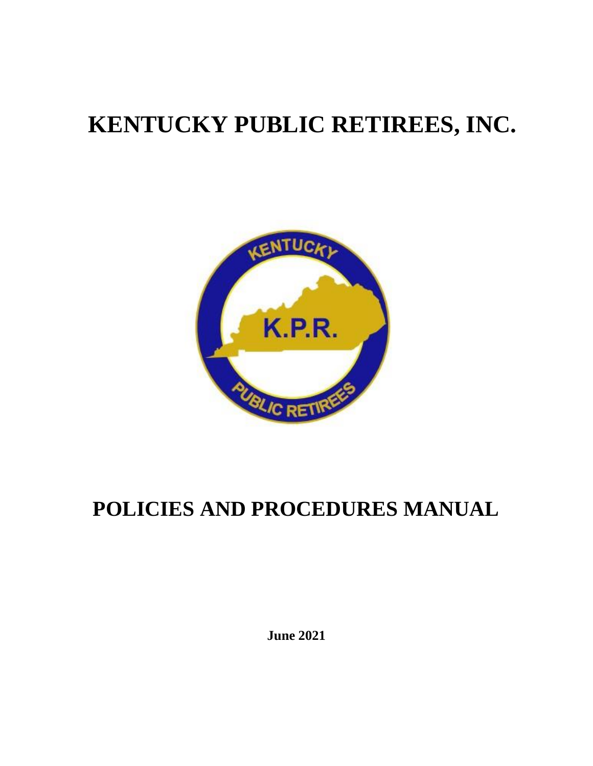# KENTUCKY PUBLIC RETIREES, INC.

# POLICIES AND PROCEDURES MANUAL

**June 2021**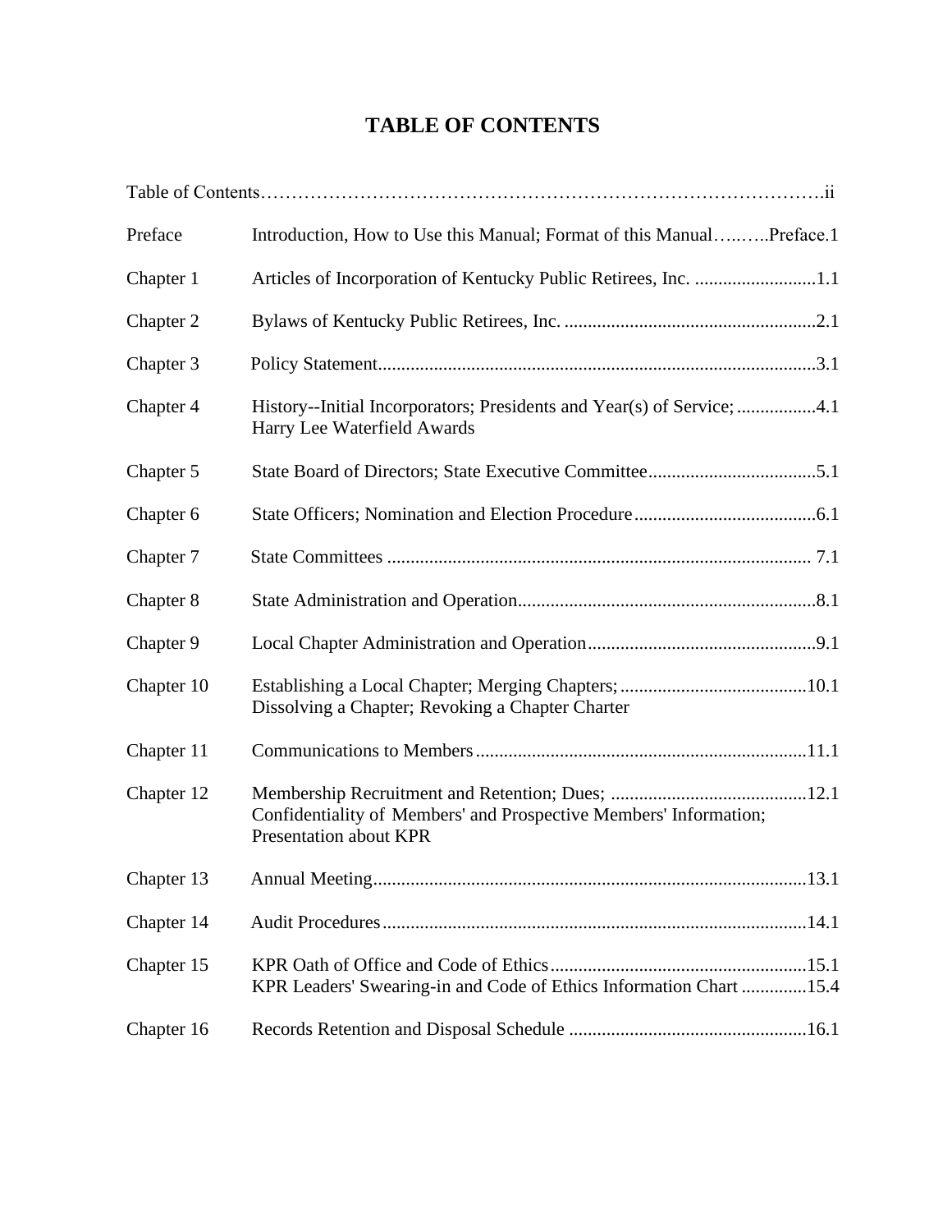# TABLE OF CONTENTS

| | | |
|---|---|---|
| Table of Contents | | ii |
| Preface | Introduction, How to Use this Manual; Format of this Manual | Preface.1 |
| Chapter 1 | Articles of Incorporation of Kentucky Public Retirees, Inc. | 1.1 |
| Chapter 2 | Bylaws of Kentucky Public Retirees, Inc. | 2.1 |
| Chapter 3 | Policy Statement | 3.1 |
| Chapter 4 | History--Initial Incorporators; Presidents and Year(s) of Service; Harry Lee Waterfield Awards | 4.1 |
| Chapter 5 | State Board of Directors; State Executive Committee | 5.1 |
| Chapter 6 | State Officers; Nomination and Election Procedure | 6.1 |
| Chapter 7 | State Committees | 7.1 |
| Chapter 8 | State Administration and Operation | 8.1 |
| Chapter 9 | Local Chapter Administration and Operation | 9.1 |
| Chapter 10 | Establishing a Local Chapter; Merging Chapters; Dissolving a Chapter; Revoking a Chapter Charter | 10.1 |
| Chapter 11 | Communications to Members | 11.1 |
| Chapter 12 | Membership Recruitment and Retention; Dues; Confidentiality of Members' and Prospective Members' Information; Presentation about KPR | 12.1 |
| Chapter 13 | Annual Meeting | 13.1 |
| Chapter 14 | Audit Procedures | 14.1 |
| Chapter 15 | KPR Oath of Office and Code of Ethics | 15.1 |
| | KPR Leaders' Swearing-in and Code of Ethics Information Chart | 15.4 |
| Chapter 16 | Records Retention and Disposal Schedule | 16.1 |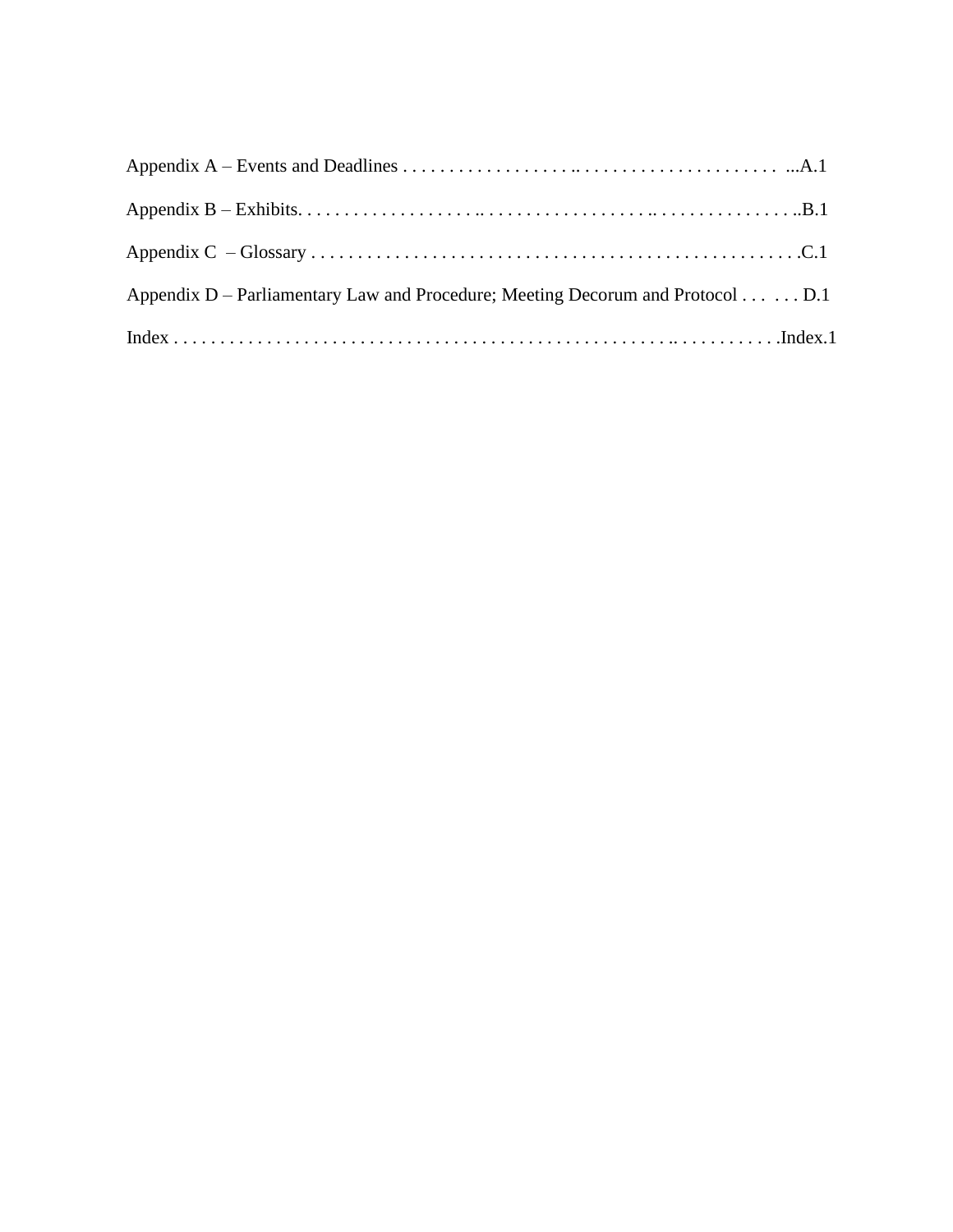Appendix A – Events and Deadlines . . . . . . . . . . . . . . . . . . . .. . . . . . . . . . . . . . . . . . . . . . ...A.1

Appendix B – Exhibits. . . . . . . . . . . . . . . . . . . . .. . . . . . . . . . . . . . . . . . .. . . . . . . . . . . . . . . . ..B.1

Appendix C – Glossary . . . . . . . . . . . . . . . . . . . . . . . . . . . . . . . . . . . . . . . . . . . . . . . . . . . . .C.1

Appendix D – Parliamentary Law and Procedure; Meeting Decorum and Protocol . . . . . . D.1

Index . . . . . . . . . . . . . . . . . . . . . . . . . . . . . . . . . . . . . . . . . . . . . . . . . . . . .. . . . . . . . . . . .Index.1